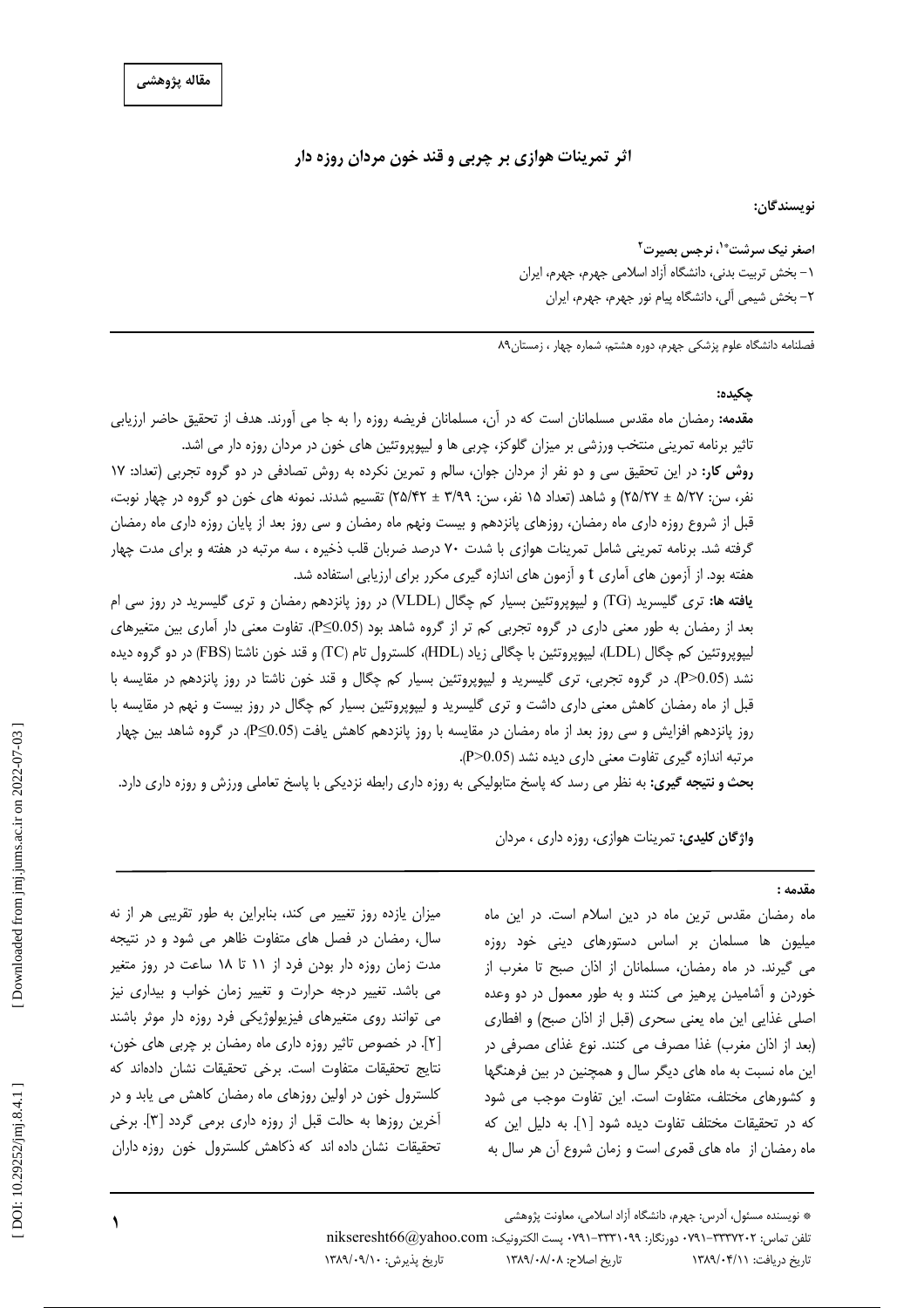**مقاله پژوهشی**

# اثر تمرینات هوازی بر چربی و قند خون مردان روزه دار

**نویسندگان:**

**اصغر نیک سرشت\*[1]، نرجس بصیرت[2]**

۱- بخش تربیت بدنی، دانشگاه آزاد اسلامی جهرم، جهرم، ایران

۲- بخش شیمی آلی، دانشگاه پیام نور جهرم، جهرم، ایران

فصلنامه دانشگاه علوم پزشکی جهرم، دوره هشتم، شماره چهار ، زمستان۸۹

## چکیده:

**مقدمه:** رمضان ماه مقدس مسلمانان است که در آن، مسلمانان فریضه روزه را به جا می آورند. هدف از تحقیق حاضر ارزیابی تاثیر برنامه تمرینی منتخب ورزشی بر میزان گلوکز، چربی ها و لیپوپروتئین های خون در مردان روزه دار می اشد.

**روش کار:** در این تحقیق سی و دو نفر از مردان جوان، سالم و تمرین نکرده به روش تصادفی در دو گروه تجربی (تعداد: ۱۷ نفر، سن: ۵/۲۷ ± ۲۵/۲۷) و شاهد (تعداد ۱۵ نفر، سن: ۳/۹۹ ± ۲۵/۴۲) تقسیم شدند. نمونه های خون دو گروه در چهار نوبت، قبل از شروع روزه داری ماه رمضان، روزهای پانزدهم و بیست ونهم ماه رمضان و سی روز بعد از پایان روزه داری ماه رمضان گرفته شد. برنامه تمرینی شامل تمرینات هوازی با شدت ۷۰ درصد ضربان قلب ذخیره ، سه مرتبه در هفته و برای مدت چهار هفته بود. از آزمون های آماری t و آزمون های اندازه گیری مکرر برای ارزیابی استفاده شد.

**یافته ها:** تری گلیسرید (TG) و لیپوپروتئین بسیار کم چگال (VLDL) در روز پانزدهم رمضان و تری گلیسرید در روز سی ام بعد از رمضان به طور معنی داری در گروه تجربی کم تر از گروه شاهد بود ($P\leq0.05$). تفاوت معنی دار آماری بین متغیرهای لیپوپروتئین کم چگال (LDL)، لیپوپروتئین با چگالی زیاد (HDL)، کلسترول تام (TC) و قند خون ناشتا (FBS) در دو گروه دیده نشد ($P>0.05$). در گروه تجربی، تری گلیسرید و لیپوپروتئین بسیار کم چگال و قند خون ناشتا در روز پانزدهم در مقایسه با قبل از ماه رمضان کاهش معنی داری داشت و تری گلیسرید و لیپوپروتئین بسیار کم چگال در روز بیست و نهم در مقایسه با روز پانزدهم افزایش و سی روز بعد از ماه رمضان در مقایسه با روز پانزدهم کاهش یافت ($P\leq0.05$). در گروه شاهد بین چهار مرتبه اندازه گیری تفاوت معنی داری دیده نشد ($P>0.05$).

**بحث و نتیجه گیری:** به نظر می رسد که پاسخ متابولیکی به روزه داری رابطه نزدیکی با پاسخ تعاملی ورزش و روزه داری دارد.

**واژگان کلیدی:** تمرینات هوازی، روزه داری ، مردان

## مقدمه :

ماه رمضان مقدس ترین ماه در دین اسلام است. در این ماه میلیون ها مسلمان بر اساس دستورهای دینی خود روزه می گیرند. در ماه رمضان، مسلمانان از اذان صبح تا مغرب از خوردن و آشامیدن پرهیز می کنند و به طور معمول در دو وعده اصلی غذایی این ماه یعنی سحری (قبل از اذان صبح) و افطاری (بعد از اذان مغرب) غذا مصرف می کنند. نوع غذای مصرفی در این ماه نسبت به ماه های دیگر سال و همچنین در بین فرهنگها و کشورهای مختلف، متفاوت است. این تفاوت موجب می شود که در تحقیقات مختلف تفاوت دیده شود [1]. به دلیل این که ماه رمضان از ماه های قمری است و زمان شروع آن هر سال به میزان یازده روز تغییر می کند، بنابراین به طور تقریبی هر از نه سال، رمضان در فصل های متفاوت ظاهر می شود و در نتیجه مدت زمان روزه دار بودن فرد از ۱۱ تا ۱۸ ساعت در روز متغیر می باشد. تغییر درجه حرارت و تغییر زمان خواب و بیداری نیز می توانند روی متغیرهای فیزیولوژیکی فرد روزه دار موثر باشند [2]. در خصوص تاثیر روزه داری ماه رمضان بر چربی های خون، نتایج تحقیقات متفاوت است. برخی تحقیقات نشان داده‌اند که کلسترول خون در اولین روزهای ماه رمضان کاهش می یابد و در آخرین روزها به حالت قبل از روزه داری برمی گردد [3]. برخی تحقیقات نشان داده اند که ذکاهش کلسترول خون روزه داران

---

\* نویسنده مسئول، آدرس: جهرم، دانشگاه آزاد اسلامی، معاونت پژوهشی

تلفن تماس: ۳۳۳۷۲۰۲-۰۷۹۱ دورنگار: ۳۳۳۱۰۹۹-۰۷۹۱ پست الکترونیک: niksseresht66@yahoo.com

تاریخ دریافت: ۱۳۸۹/۰۴/۱۱ تاریخ اصلاح: ۱۳۸۹/۰۸/۰۸ تاریخ پذیرش: ۱۳۸۹/۰۹/۱۰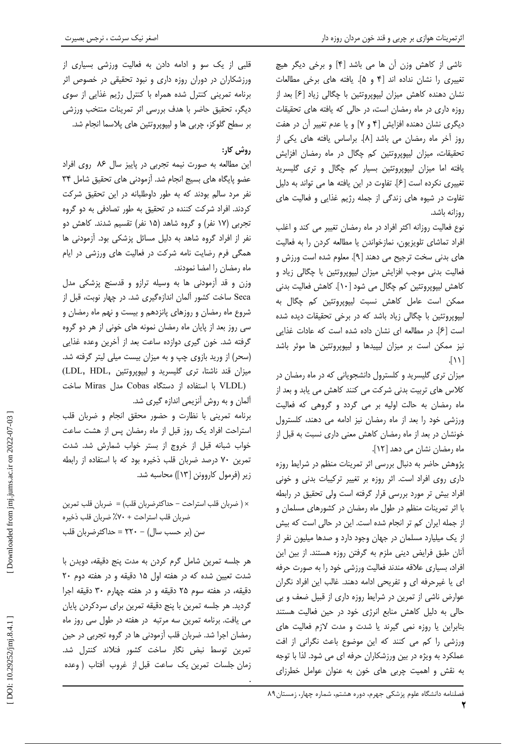ناشی از کاهش وزن آن ها می باشد [۴] و برخی دیگر هیچ تغییری را نشان نداده اند [۴ و ۵]. یافته های برخی مطالعات نشان دهنده کاهش میزان لیپوپروتئین با چگالی زیاد [۶] بعد از روزه داری در ماه رمضان است، در حالی که یافته های تحقیقات دیگری نشان دهنده افزایش [۴ و ۷] و یا عدم تغییر آن در هفت روز آخر ماه رمضان می باشد [۸]. براساس یافته های یکی از تحقیقات، میزان لیپوپروتئین کم چگال در ماه رمضان افزایش یافته اما میزان لیپوپروتئین بسیار کم چگال و تری گلیسرید تغییری نکرده است [۶]. تفاوت در این یافته ها می تواند به دلیل تفاوت در شیوه های زندگی از جمله رژیم غذایی و فعالیت های روزانه باشد.

نوع فعالیت روزانه اکثر افراد در ماه رمضان تغییر می کند و اغلب افراد تماشای تلویزیون، نمازخواندن یا مطالعه کردن را به فعالیت های بدنی سخت ترجیح می دهند [۹]. معلوم شده است ورزش و فعالیت بدنی موجب افزایش میزان لیپوپروتئین با چگالی زیاد و کاهش لیپوپروتئین کم چگال می شود [۱۰]. کاهش فعالیت بدنی ممکن است عامل کاهش نسبت لیپوپروتئین کم چگال به لیپوپروتئین با چگالی زیاد باشد که در برخی تحقیقات دیده شده است [۶]. در مطالعه ای نشان داده شده است که عادات غذایی نیز ممکن است بر میزان لیپیدها و لیپوپروتئین ها موثر باشد [۱۱].

میزان تری گلیسرید و کلسترول دانشجویانی که در ماه رمضان در کلاس های تربیت بدنی شرکت می کنند کاهش می یابد و بعد از ماه رمضان به حالت اولیه بر می گردد و گروهی که فعالیت ورزشی خود را بعد از ماه رمضان نیز ادامه می دهند، کلسترول خونشان در بعد از ماه رمضان کاهش معنی داری نسبت به قبل از ماه رمضان نشان می دهد [۱۲].

پژوهش حاضر به دنبال بررسی اثر تمرینات منظم در شرایط روزه داری روی افراد است. اثر روزه بر تغییر ترکیبات بدنی و خونی افراد بیش تر مورد بررسی قرار گرفته است ولی تحقیق در رابطه با اثر تمرینات منظم در طول ماه رمضان در کشورهای مسلمان و از جمله ایران کم تر انجام شده است. این در حالی است که بیش از یک میلیارد مسلمان در جهان وجود دارد و صدها میلیون نفر از آنان طبق فرایض دینی ملزم به گرفتن روزه هستند. از بین این افراد، بسیاری علاقه مندند فعالیت ورزشی خود را به صورت حرفه ای یا غیرحرفه ای و تفریحی ادامه دهند. غالب این افراد نگران عوارض ناشی از تمرین در شرایط روزه داری از قبیل ضعف و بی حالی به دلیل کاهش منابع انرژی خود در حین فعالیت هستند بنابراین یا روزه نمی گیرند یا شدت و مدت لازم فعالیت های ورزشی را کم می کنند که این موضوع باعث نگرانی از افت عملکرد به ویژه در بین ورزشکاران حرفه ای می شود. لذا با توجه به نقش و اهمیت چربی های خون به عنوان عوامل خطرزای قلبی از یک سو و ادامه دادن به فعالیت ورزشی بسیاری از ورزشکاران در دوران روزه داری و نبود تحقیقی در خصوص اثر برنامه تمرینی کنترل شده همراه با کنترل رژیم غذایی از سوی دیگر، تحقیق حاضر با هدف بررسی اثر تمرینات منتخب ورزشی بر سطح گلوکز، چربی ها و لیپوپروتئین های پلاسما انجام شد.

## روش کار:

این مطالعه به صورت نیمه تجربی در پاییز سال ۸۶ روی افراد عضو پایگاه های بسیج انجام شد. آزمودنی های تحقیق شامل ۳۴ نفر مرد سالم بودند که به طور داوطلبانه در این تحقیق شرکت کردند. افراد شرکت کننده در تحقیق به طور تصادفی به دو گروه تجربی (۱۷ نفر) و گروه شاهد (۱۵ نفر) تقسیم شدند. کاهش دو نفر از افراد گروه شاهد به دلیل مسائل پزشکی بود. آزمودنی ها همگی فرم رضایت نامه شرکت در فعالیت های ورزشی در ایام ماه رمضان را امضا نمودند.

وزن و قد آزمودنی ها به وسیله ترازو و قدسنج پزشکی مدل Seca ساخت کشور آلمان اندازه‌گیری شد. در چهار نوبت، قبل از شروع ماه رمضان و روزهای پانزدهم و بیست و نهم ماه رمضان و سی روز بعد از پایان ماه رمضان نمونه های خونی از هر دو گروه گرفته شد. خون گیری دوازده ساعت بعد از آخرین وعده غذایی (سحر) از ورید بازوی چپ و به میزان بیست میلی لیتر گرفته شد. میزان قند ناشتا، تری گلیسرید و لیپوپروتئین (LDL, HDL, VLDL) با استفاده از دستگاه Cobas مدل Miras ساخت آلمان و به روش آنزیمی اندازه گیری شد.

برنامه تمرینی با نظارت و حضور محقق انجام و ضربان قلب استراحت افراد یک روز قبل از ماه رمضان پس از هشت ساعت خواب شبانه قبل از خروج از بستر خواب شمارش شد. شدت تمرین ۷۰ درصد ضربان قلب ذخیره بود که با استفاده از رابطه زیر (فرمول کاروونن [۱۳]) محاسبه شد.

ضربان قلب تمرین = (حداکثرضربان قلب − ضربان قلب استراحت) × ۷۰٪ + ضربان قلب استراحت

حداکثرضربان قلب = ۲۲۰ − سن (بر حسب سال)

هر جلسه تمرین شامل گرم کردن به مدت پنج دقیقه، دویدن با شدت تعیین شده که در هفته اول ۱۵ دقیقه و در هفته دوم ۲۰ دقیقه، در هفته سوم ۲۵ دقیقه و در هفته چهارم ۳۰ دقیقه اجرا گردید. هر جلسه تمرین با پنج دقیقه تمرین برای سردکردن پایان می یافت. برنامه تمرین سه مرتبه در هفته در طول سی روز ماه رمضان اجرا شد. ضربان قلب آزمودنی ها در گروه تجربی در حین تمرین توسط نبض نگار ساخت کشور فنلاند کنترل شد. زمان جلسات تمرین یک ساعت قبل از غروب آفتاب ( وعده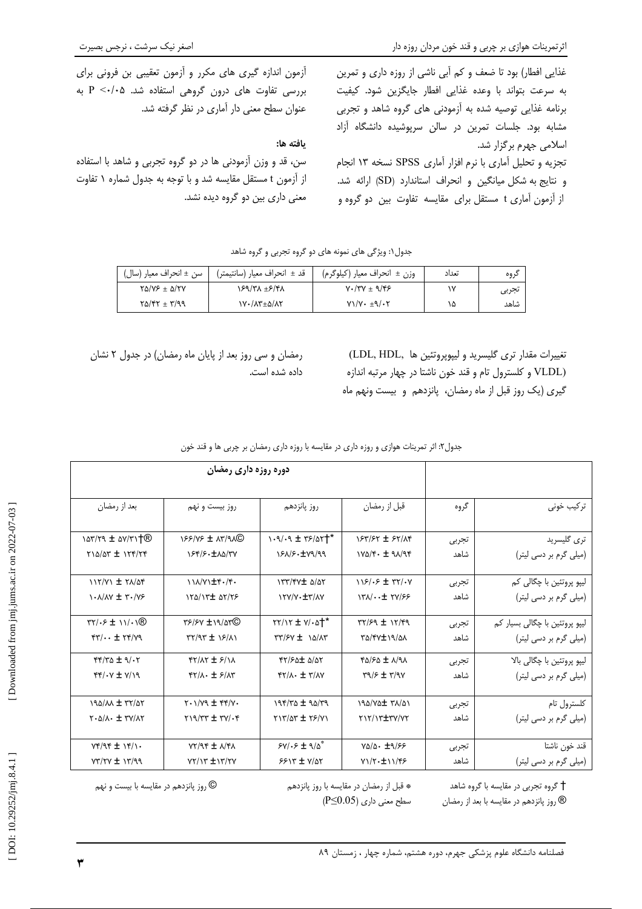غذایی افطار) بود تا ضعف و کم آبی ناشی از روزه داری و تمرین به سرعت بتواند با وعده غذایی افطار جایگزین شود. کیفیت برنامه غذایی توصیه شده به آزمودنی های گروه شاهد و تجربی مشابه بود. جلسات تمرین در سالن سرپوشیده دانشگاه آزاد اسلامی جهرم برگزار شد.

تجزیه و تحلیل آماری با نرم افزار آماری SPSS نسخه ۱۳ انجام و نتایج به شکل میانگین و انحراف استاندارد (SD) ارائه شد. از آزمون آماری t مستقل برای مقایسه تفاوت بین دو گروه و آزمون اندازه گیری های مکرر و آزمون تعقیبی بن فرونی برای بررسی تفاوت های درون گروهی استفاده شد. $P < 0.05$ به عنوان سطح معنی دار آماری در نظر گرفته شد.

**یافته ها:**

سن، قد و وزن آزمودنی ها در دو گروه تجربی و شاهد با استفاده از آزمون t مستقل مقایسه شد و با توجه به جدول شماره ۱ تفاوت معنی داری بین دو گروه دیده نشد.

جدول۱: ویژگی های نمونه های دو گروه تجربی و گروه شاهد

| گروه | تعداد | وزن ± انحراف معیار (کیلوگرم) | قد ± انحراف معیار (سانتیمتر) | سن ± انحراف معیار (سال) |
|---|---|---|---|---|
| تجربی | ۱۷ | ۷۰/۳۷ ± ۹/۴۶ | ۱۶۹/۳۸ ±۶/۴۸ | ۲۵/۷۶ ± ۵/۲۷ |
| شاهد | ۱۵ | ۷۱/۷۰ ±۹/۰۲ | ۱۷۰/۸۳±۵/۸۲ | ۲۵/۴۲ ± ۳/۹۹ |

تغییرات مقدار تری گلیسرید و لیپوپروتئین ها (LDL, HDL, VLDL و کلسترول تام و قند خون ناشتا در چهار مرتبه اندازه گیری (یک روز قبل از ماه رمضان، پانزدهم و بیست ونهم ماه رمضان و سی روز بعد از پایان ماه رمضان) در جدول ۲ نشان داده شده است.

جدول۲: اثر تمرینات هوازی و روزه داری در مقایسه با روزه داری رمضان بر چربی ها و قند خون

| ترکیب خونی | گروه | دوره روزه داری رمضان | | | |
|---|---|---|---|---|---|
| | | قبل از رمضان | روز پانزدهم | روز بیست و نهم | بعد از رمضان |
| تری گلیسرید (میلی گرم بر دسی لیتر) | تجربی | ۱۶۳/۶۲ ± ۶۲/۸۴ | ۱۰۹/۰۹ ± ۳۶/۵۲†* | ۱۶۶/۷۶ ± ۸۳/۹۸© | ۱۵۳/۲۹ ± ۵۷/۳۱†® |
| | شاهد | ۱۷۵/۴۰ ± ۹۸/۹۴ | ۱۶۸/۶۰±۷۹/۹۹ | ۱۶۴/۶۰±۸۵/۳۷ | ۲۱۵/۵۳ ± ۱۲۴/۲۴ |
| لیپو پروتئین با چگالی کم (میلی گرم بر دسی لیتر) | تجربی | ۱۱۶/۰۶ ± ۳۲/۰۷ | ۱۳۳/۴۷± ۵/۵۲ | ۱۱۸/۷۱±۴۰/۴۰ | ۱۱۲/۷۱ ± ۲۸/۵۴ |
| | شاهد | ۱۳۸/۰۰± ۲۷/۶۶ | ۱۲۷/۷۰±۳/۸۷ | ۱۲۵/۱۳± ۵۲/۲۶ | ۱۰۸/۸۷ ± ۳۰/۷۶ |
| لیپو پروتئین با چگالی بسیار کم (میلی گرم بر دسی لیتر) | تجربی | ۳۲/۶۹ ± ۱۲/۴۹ | ۲۲/۱۲ ± ۷/۰۵†* | ۳۶/۶۷ ±۱۹/۵۳© | ۳۲/۰۶ ± ۱۱/۰۱® |
| | شاهد | ۳۵/۴۷±۱۹/۵۸ | ۳۳/۶۷ ± ۱۵/۸۳ | ۳۲/۹۳ ± ۱۶/۸۱ | ۴۳/۰۰ ± ۲۴/۷۹ |
| لیپو پروتئین با چگالی بالا (میلی گرم بر دسی لیتر) | تجربی | ۴۵/۶۵ ± ۸/۹۸ | ۴۲/۶۵± ۵/۵۲ | ۴۲/۸۲ ± ۶/۱۸ | ۴۴/۳۵ ± ۹/۰۲ |
| | شاهد | ۳۹/۶ ± ۳/۹۷ | ۴۲/۸۰ ± ۳/۸۷ | ۴۲/۸۰ ± ۶/۸۳ | ۴۴/۰۷ ± ۷/۱۹ |
| کلسترول تام (میلی گرم بر دسی لیتر) | تجربی | ۱۹۵/۷۵± ۳۸/۵۱ | ۱۹۴/۳۵ ± ۹۵/۳۹ | ۲۰۱/۷۹ ± ۴۴/۷۰ | ۱۹۵/۸۸ ± ۳۲/۵۲ |
| | شاهد | ۲۱۲/۱۳±۳۷/۷۲ | ۲۱۳/۵۳ ± ۲۶/۷۱ | ۲۱۹/۳۳ ± ۳۷/۰۴ | ۲۰۵/۸۰ ± ۳۷/۸۲ |
| قند خون ناشتا (میلی گرم بر دسی لیتر) | تجربی | ۷۵/۵۰ ±۹/۶۶ | ۶۷/۰۶ ± ۹/۵* | ۷۲/۹۴ ± ۸/۴۸ | ۷۴/۹۴ ± ۱۴/۱۰ |
| | شاهد | ۷۱/۲۰±۱۱/۴۶ | ۶۶۱۳ ± ۷/۵۲ | ۷۲/۱۳ ±۱۳/۲۷ | ۷۳/۲۷ ± ۱۳/۹۹ |

† گروه تجربی در مقایسه با گروه شاهد
® روز پانزدهم در مقایسه با بعد از رمضان
* قبل از رمضان در مقایسه با روز پانزدهم
© روز پانزدهم در مقایسه با بیست و نهم
سطح معنی داری ($P \leq 0.05$)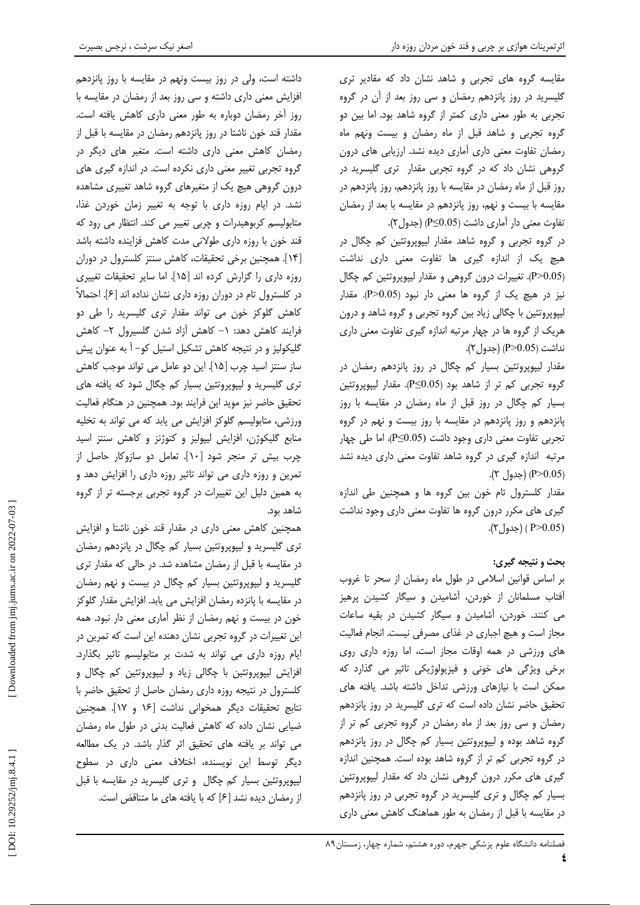مقایسه گروه های تجربی و شاهد نشان داد که مقادیر تری گلیسرید در روز پانزدهم رمضان و سی روز بعد از آن در گروه تجربی به طور معنی داری کمتر از گروه شاهد بود. اما بین دو گروه تجربی و شاهد قبل از ماه رمضان و بیست و نهم ماه رمضان تفاوت معنی داری آماری دیده نشد. ارزیابی های درون گروهی نشان داد که در گروه تجربی مقدار تری گلیسرید در روز قبل از ماه رمضان در مقایسه با روز پانزدهم، روز پانزدهم در مقایسه با بیست و نهم، روز پانزدهم در مقایسه با بعد از رمضان تفاوت معنی دار آماری داشت ($P \leq 0.05$) (جدول۲).

در گروه تجربی و گروه شاهد مقدار لیپوپروتئین کم چگال در هیچ یک از اندازه گیری ها تفاوت معنی داری نداشت ($P > 0.05$). تغییرات درون گروهی و مقدار لیپوپروتئین کم چگال نیز در هیچ یک از گروه ها معنی دار نبود ($P > 0.05$). مقدار لیپوپروتئین با چگالی زیاد بین گروه تجربی و گروه شاهد و درون هریک از گروه ها در چهار مرتبه اندازه گیری تفاوت معنی داری نداشت ($P > 0.05$) (جدول۲).

مقدار لیپوپروتئین بسیار کم چگال در روز پانزدهم رمضان در گروه تجربی کم تر از شاهد بود ($P \leq 0.05$). مقدار لیپوپروتئین بسیار کم چگال در روز قبل از ماه رمضان در مقایسه با روز پانزدهم و روز پانزدهم در مقایسه با روز بیست و نهم در گروه تجربی تفاوت معنی داری وجود داشت ($P \leq 0.05$)، اما طی چهار مرتبه اندازه گیری در گروه شاهد تفاوت معنی داری دیده نشد ($P > 0.05$) (جدول ۲).

مقدار کلسترول تام خون بین گروه ها و همچنین طی اندازه گیری های مکرر درون گروه ها تفاوت معنی داری وجود نداشت ($P > 0.05$) (جدول۲).

### بحث و نتیجه گیری:

بر اساس قوانین اسلامی در طول ماه رمضان از سحر تا غروب آفتاب مسلمانان از خوردن، آشامیدن و سیگار کشیدن پرهیز می کنند. خوردن، آشامیدن و سیگار کشیدن در بقیه ساعات مجاز است و هیچ اجباری در غذای مصرفی نیست. انجام فعالیت های ورزشی در همه اوقات مجاز است، اما روزه داری روی برخی ویژگی های خونی و فیزیولوژیکی تاثیر می گذارد که ممکن است با نیازهای ورزشی تداخل داشته باشد. یافته های تحقیق حاضر نشان داده است که تری گلیسرید در روز پانزدهم رمضان و سی روز بعد از ماه رمضان در گروه تجربی کم تر از گروه شاهد بوده و لیپوپروتئین بسیار کم چگال در روز پانزدهم در گروه تجربی کم تر از گروه شاهد بوده است. همچنین اندازه گیری های مکرر درون گروهی نشان داد که مقدار لیپوپروتئین بسیار کم چگال و تری گلیسرید در گروه تجربی در روز پانزدهم در مقایسه با قبل از رمضان به طور هماهنگ کاهش معنی داری داشته است، ولی در روز بیست ونهم در مقایسه با روز پانزدهم افزایش معنی داری داشته و سی روز بعد از رمضان در مقایسه با روز آخر رمضان دوباره به طور معنی داری کاهش یافته است. مقدار قند خون ناشتا در روز پانزدهم رمضان در مقایسه با قبل از رمضان کاهش معنی داری داشته است. متغیر های دیگر در گروه تجربی تغییر معنی داری نکرده است. در اندازه گیری های درون گروهی هیچ یک از متغیرهای گروه شاهد تغییری مشاهده نشد. در ایام روزه داری با توجه به تغییر زمان خوردن غذا، متابولیسم کربوهیدرات و چربی تغییر می کند. انتظار می رود که قند خون با روزه داری طولانی مدت کاهش فزاینده داشته باشد [۱۴]. همچنین برخی تحقیقات، کاهش سنتز کلسترول در دوران روزه داری را گزارش کرده اند [۱۵]. اما سایر تحقیقات تغییری در کلسترول تام در دوران روزه داری نشان نداده اند [۶]. احتمالاً کاهش گلوکز خون می تواند مقدار تری گلیسرید را طی دو فرایند کاهش دهد: ۱- کاهش آزاد شدن گلسیرول ۲- کاهش گلیکولیز و در نتیجه کاهش تشکیل استیل کو- آ به عنوان پیش ساز سنتز اسید چرب [۱۵]. این دو عامل می تواند موجب کاهش تری گلیسرید و لیپوپروتئین بسیار کم چگال شود که یافته های تحقیق حاضر نیز موید این فرایند بود. همچنین در هنگام فعالیت ورزشی، متابولیسم گلوکز افزایش می یابد که می تواند به تخلیه منابع گلیکوژن، افزایش لیپولیز و کتوژنز و کاهش سنتز اسید چرب بیش تر منجر شود [۱۰]. تعامل دو سازوکار حاصل از تمرین و روزه داری می تواند تاثیر روزه داری را افزایش دهد و به همین دلیل این تغییرات در گروه تجربی برجسته تر از گروه شاهد بود.

همچنین کاهش معنی داری در مقدار قند خون ناشتا و افزایش تری گلیسرید و لیپوپروتئین بسیار کم چگال در پانزدهم رمضان در مقایسه با قبل از رمضان مشاهده شد. در حالی که مقدار تری گلیسرید و لیپوپروتئین بسیار کم چگال در بیست و نهم رمضان در مقایسه با پانزده رمضان افزایش می یابد. افزایش مقدار گلوکز خون در بیست و نهم رمضان از نظر آماری معنی دار نبود. همه این تغییرات در گروه تجربی نشان دهنده این است که تمرین در ایام روزه داری می تواند به شدت بر متابولیسم تاثیر بگذارد. افزایش لیپوپروتئین با چگالی زیاد و لیپوپروتئین کم چگال و کلسترول در نتیجه روزه داری رمضان حاصل از تحقیق حاضر با نتایج تحقیقات دیگر همخوانی نداشت [۱۶ و ۱۷]. همچنین ضیایی نشان داده که کاهش فعالیت بدنی در طول ماه رمضان می تواند بر یافته های تحقیق اثر گذار باشد. در یک مطالعه دیگر توسط این نویسنده، اختلاف معنی داری در سطوح لیپوپروتئین بسیار کم چگال و تری گلیسرید در مقایسه با قبل از رمضان دیده نشد [۶] که با یافته های ما متناقض است.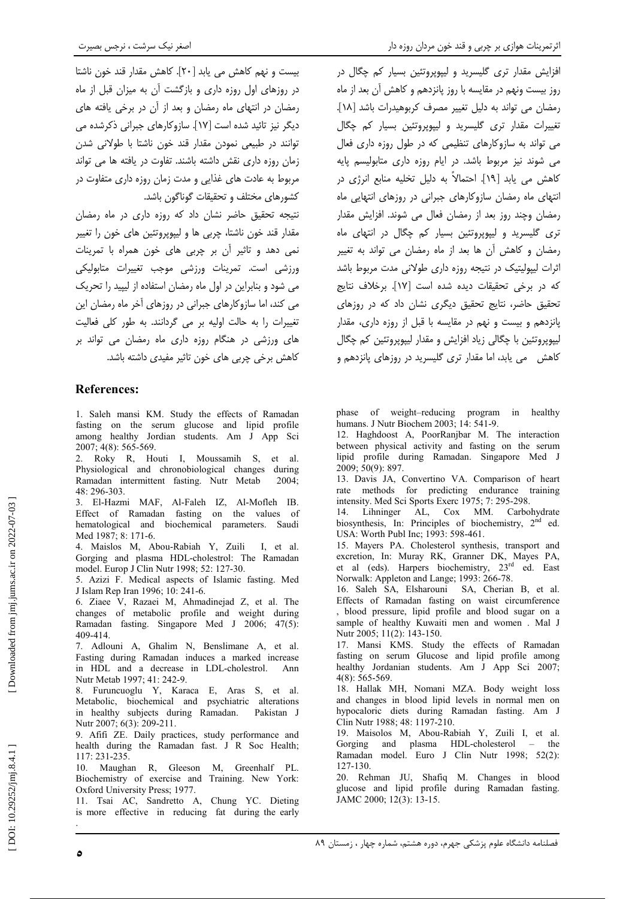افزایش مقدار تری گلیسرید و لیپوپروتئین بسیار کم چگال در روز بیست ونهم در مقایسه با روز پانزدهم و کاهش آن بعد از ماه رمضان می تواند به دلیل تغییر مصرف کربوهیدرات باشد [۱۸]. تغییرات مقدار تری گلیسرید و لیپوپروتئین بسیار کم چگال می تواند به سازوکارهای تنظیمی که در طول روزه داری فعال می شوند نیز مربوط باشد. در ایام روزه داری متابولیسم پایه کاهش می یابد [۱۹]. احتمالاً به دلیل تخلیه منابع انرژی در انتهای ماه رمضان سازوکارهای جبرانی در روزهای انتهایی ماه رمضان وچند روز بعد از رمضان فعال می شوند. افزایش مقدار تری گلیسرید و لیپوپروتئین بسیار کم چگال در انتهای ماه رمضان و کاهش آن ها بعد از ماه رمضان می تواند به تغییر اثرات لیپولیتیک در نتیجه روزه داری طولانی مدت مربوط باشد که در برخی تحقیقات دیده شده است [۱۷]. برخلاف نتایج تحقیق حاضر، نتایج تحقیق دیگری نشان داد که در روزهای پانزدهم و بیست و نهم در مقایسه با قبل از روزه داری، مقدار لیپوپروتئین با چگالی زیاد افزایش و مقدار لیپوپروتئین کم چگال کاهش می یابد، اما مقدار تری گلیسرید در روزهای پانزدهم و بیست و نهم کاهش می یابد [۲۰]. کاهش مقدار قند خون ناشتا در روزهای اول روزه داری و بازگشت آن به میزان قبل از ماه رمضان در انتهای ماه رمضان و بعد از آن در برخی یافته های دیگر نیز تائید شده است [۱۷]. سازوکارهای جبرانی ذکرشده می توانند در طبیعی نمودن مقدار قند خون ناشتا با طولانی شدن زمان روزه داری نقش داشته باشند. تفاوت در یافته ها می تواند مربوط به عادت های غذایی و مدت زمان روزه داری متفاوت در کشورهای مختلف و تحقیقات گوناگون باشد.

نتیجه تحقیق حاضر نشان داد که روزه داری در ماه رمضان مقدار قند خون ناشتا، چربی ها و لیپوپروتئین های خون را تغییر نمی دهد و تاثیر آن بر چربی های خون همراه با تمرینات ورزشی است. تمرینات ورزشی موجب تغییرات متابولیکی می شود و بنابراین در اول ماه رمضان استفاده از لیپید را تحریک می کند، اما سازوکارهای جبرانی در روزهای آخر ماه رمضان این تغییرات را به حالت اولیه بر می گردانند. به طور کلی فعالیت های ورزشی در هنگام روزه داری ماه رمضان می تواند بر کاهش برخی چربی های خون تاثیر مفیدی داشته باشد.

## References:

1. Saleh mansi KM. Study the effects of Ramadan fasting on the serum glucose and lipid profile among healthy Jordian students. Am J App Sci 2007; 4(8): 565-569.
2. Roky R, Houti I, Moussamih S, et al. Physiological and chronobiological changes during Ramadan intermittent fasting. Nutr Metab 2004; 48: 296-303.
3. El-Hazmi MAF, Al-Faleh IZ, Al-Mofleh IB. Effect of Ramadan fasting on the values of hematological and biochemical parameters. Saudi Med 1987; 8: 171-6.
4. Maislos M, Abou-Rabiah Y, Zuili I, et al. Gorging and plasma HDL-cholestrol: The Ramadan model. Europ J Clin Nutr 1998; 52: 127-30.
5. Azizi F. Medical aspects of Islamic fasting. Med J Islam Rep Iran 1996; 10: 241-6.
6. Ziaee V, Razaei M, Ahmadinejad Z, et al. The changes of metabolic profile and weight during Ramadan fasting. Singapore Med J 2006; 47(5): 409-414.
7. Adlouni A, Ghalim N, Benslimane A, et al. Fasting during Ramadan induces a marked increase in HDL and a decrease in LDL-cholestrol. Ann Nutr Metab 1997; 41: 242-9.
8. Furuncuoglu Y, Karaca E, Aras S, et al. Metabolic, biochemical and psychiatric alterations in healthy subjects during Ramadan. Pakistan J Nutr 2007; 6(3): 209-211.
9. Afifi ZE. Daily practices, study performance and health during the Ramadan fast. J R Soc Health; 117: 231-235.
10. Maughan R, Gleeson M, Greenhalf PL. Biochemistry of exercise and Training. New York: Oxford University Press; 1977.
11. Tsai AC, Sandretto A, Chung YC. Dieting is more effective in reducing fat during the early phase of weight–reducing program in healthy humans. J Nutr Biochem 2003; 14: 541-9.
12. Haghdoost A, PoorRanjbar M. The interaction between physical activity and fasting on the serum lipid profile during Ramadan. Singapore Med J 2009; 50(9): 897.
13. Davis JA, Convertino VA. Comparison of heart rate methods for predicting endurance training intensity. Med Sci Sports Exerc 1975; 7: 295-298.
14. Lihninger AL, Cox MM. Carbohydrate biosynthesis, In: Principles of biochemistry, 2nd ed. USA: Worth Publ Inc; 1993: 598-461.
15. Mayers PA. Cholesterol synthesis, transport and excretion, In: Muray RK, Granner DK, Mayes PA, et al (eds). Harpers biochemistry, 23rd ed. East Norwalk: Appleton and Lange; 1993: 266-78.
16. Saleh SA, Elsharouni SA, Cherian B, et al. Effects of Ramadan fasting on waist circumference , blood pressure, lipid profile and blood sugar on a sample of healthy Kuwaiti men and women . Mal J Nutr 2005; 11(2): 143-150.
17. Mansi KMS. Study the effects of Ramadan fasting on serum Glucose and lipid profile among healthy Jordanian students. Am J App Sci 2007; 4(8): 565-569.
18. Hallak MH, Nomani MZA. Body weight loss and changes in blood lipid levels in normal men on hypocaloric diets during Ramadan fasting. Am J Clin Nutr 1988; 48: 1197-210.
19. Maisolos M, Abou-Rabiah Y, Zuili I, et al. Gorging and plasma HDL-cholesterol – the Ramadan model. Euro J Clin Nutr 1998; 52(2): 127-130.
20. Rehman JU, Shafiq M. Changes in blood glucose and lipid profile during Ramadan fasting. JAMC 2000; 12(3): 13-15.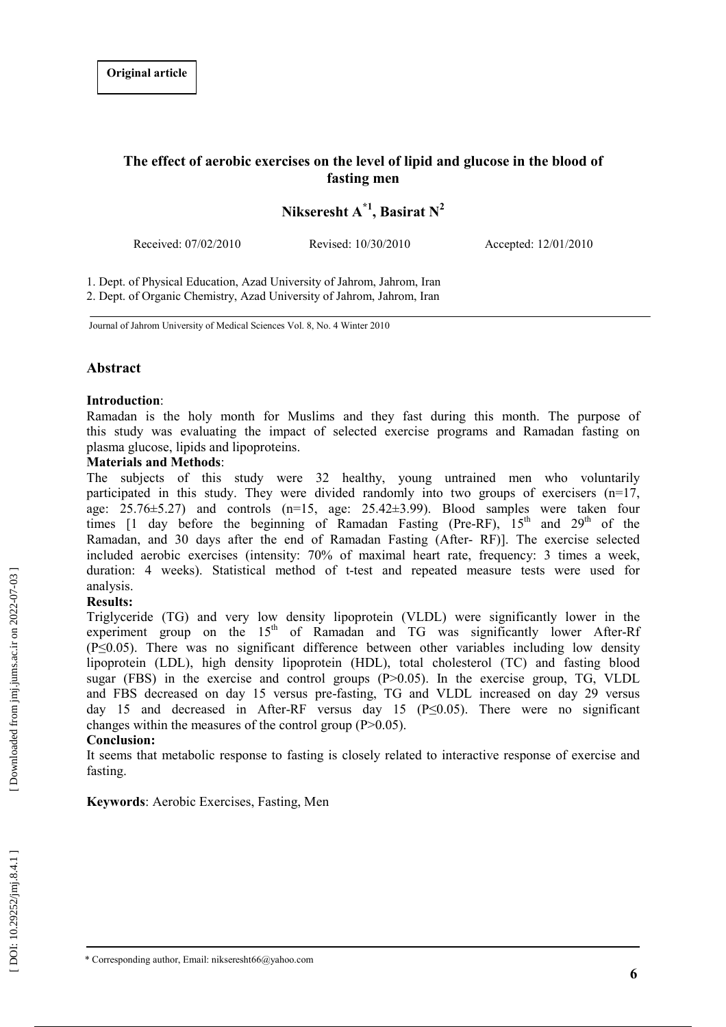**Original article**

# The effect of aerobic exercises on the level of lipid and glucose in the blood of fasting men

**Nikseresht A[*1], Basirat N[2]**

Received: 07/02/2010 Revised: 10/30/2010 Accepted: 12/01/2010

1. Dept. of Physical Education, Azad University of Jahrom, Jahrom, Iran
2. Dept. of Organic Chemistry, Azad University of Jahrom, Jahrom, Iran

Journal of Jahrom University of Medical Sciences Vol. 8, No. 4 Winter 2010

## Abstract

**Introduction**:

Ramadan is the holy month for Muslims and they fast during this month. The purpose of this study was evaluating the impact of selected exercise programs and Ramadan fasting on plasma glucose, lipids and lipoproteins.

**Materials and Methods**:

The subjects of this study were 32 healthy, young untrained men who voluntarily participated in this study. They were divided randomly into two groups of exercisers (n=17, age: 25.76±5.27) and controls (n=15, age: 25.42±3.99). Blood samples were taken four times [1 day before the beginning of Ramadan Fasting (Pre-RF), 15th and 29th of the Ramadan, and 30 days after the end of Ramadan Fasting (After- RF)]. The exercise selected included aerobic exercises (intensity: 70% of maximal heart rate, frequency: 3 times a week, duration: 4 weeks). Statistical method of t-test and repeated measure tests were used for analysis.

**Results:**

Triglyceride (TG) and very low density lipoprotein (VLDL) were significantly lower in the experiment group on the 15th of Ramadan and TG was significantly lower After-Rf ($P \leq 0.05$). There was no significant difference between other variables including low density lipoprotein (LDL), high density lipoprotein (HDL), total cholesterol (TC) and fasting blood sugar (FBS) in the exercise and control groups ($P > 0.05$). In the exercise group, TG, VLDL and FBS decreased on day 15 versus pre-fasting, TG and VLDL increased on day 29 versus day 15 and decreased in After-RF versus day 15 ($P \leq 0.05$). There were no significant changes within the measures of the control group ($P > 0.05$).

**Conclusion:**

It seems that metabolic response to fasting is closely related to interactive response of exercise and fasting.

**Keywords**: Aerobic Exercises, Fasting, Men

\* Corresponding author, Email: nikseresht66@yahoo.com